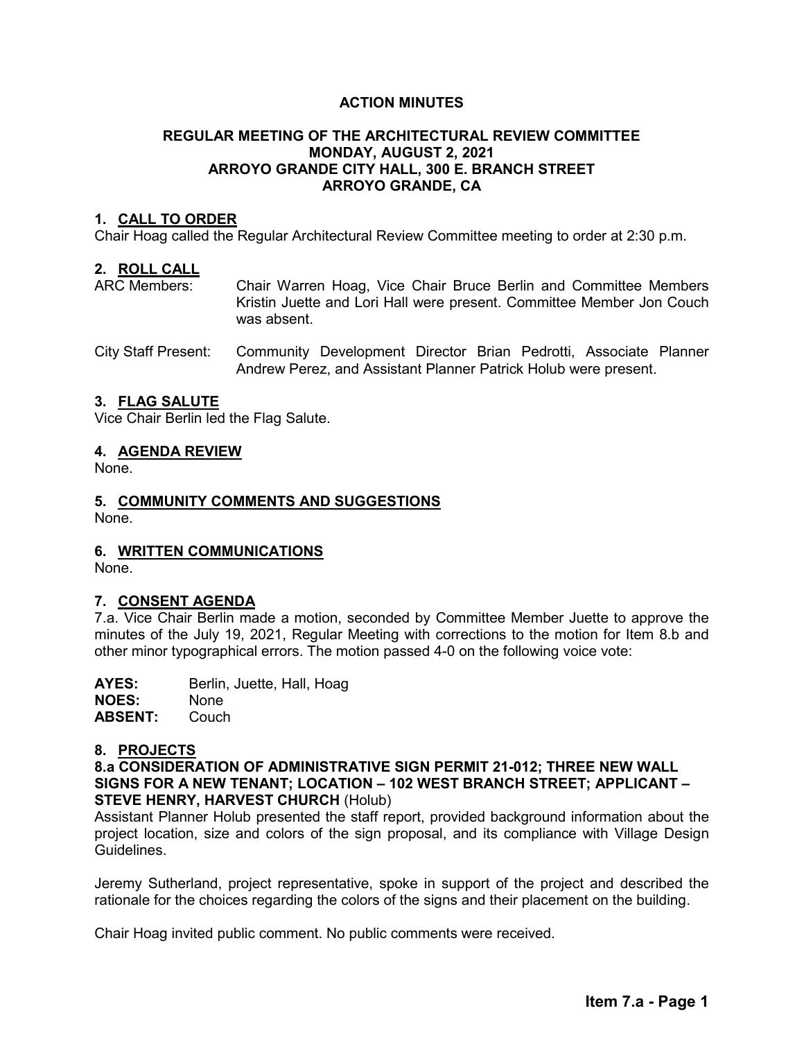# ACTION MINUTES

## REGULAR MEETING OF THE ARCHITECTURAL REVIEW COMMITTEE
## MONDAY, AUGUST 2, 2021
## ARROYO GRANDE CITY HALL, 300 E. BRANCH STREET
## ARROYO GRANDE, CA

### 1. CALL TO ORDER

Chair Hoag called the Regular Architectural Review Committee meeting to order at 2:30 p.m.

### 2. ROLL CALL

ARC Members: Chair Warren Hoag, Vice Chair Bruce Berlin and Committee Members Kristin Juette and Lori Hall were present. Committee Member Jon Couch was absent.

City Staff Present: Community Development Director Brian Pedrotti, Associate Planner Andrew Perez, and Assistant Planner Patrick Holub were present.

### 3. FLAG SALUTE

Vice Chair Berlin led the Flag Salute.

### 4. AGENDA REVIEW

None.

### 5. COMMUNITY COMMENTS AND SUGGESTIONS

None.

### 6. WRITTEN COMMUNICATIONS

None.

### 7. CONSENT AGENDA

7.a. Vice Chair Berlin made a motion, seconded by Committee Member Juette to approve the minutes of the July 19, 2021, Regular Meeting with corrections to the motion for Item 8.b and other minor typographical errors. The motion passed 4-0 on the following voice vote:

**AYES:** Berlin, Juette, Hall, Hoag
**NOES:** None
**ABSENT:** Couch

### 8. PROJECTS

**8.a CONSIDERATION OF ADMINISTRATIVE SIGN PERMIT 21-012; THREE NEW WALL SIGNS FOR A NEW TENANT; LOCATION – 102 WEST BRANCH STREET; APPLICANT – STEVE HENRY, HARVEST CHURCH** (Holub)

Assistant Planner Holub presented the staff report, provided background information about the project location, size and colors of the sign proposal, and its compliance with Village Design Guidelines.

Jeremy Sutherland, project representative, spoke in support of the project and described the rationale for the choices regarding the colors of the signs and their placement on the building.

Chair Hoag invited public comment. No public comments were received.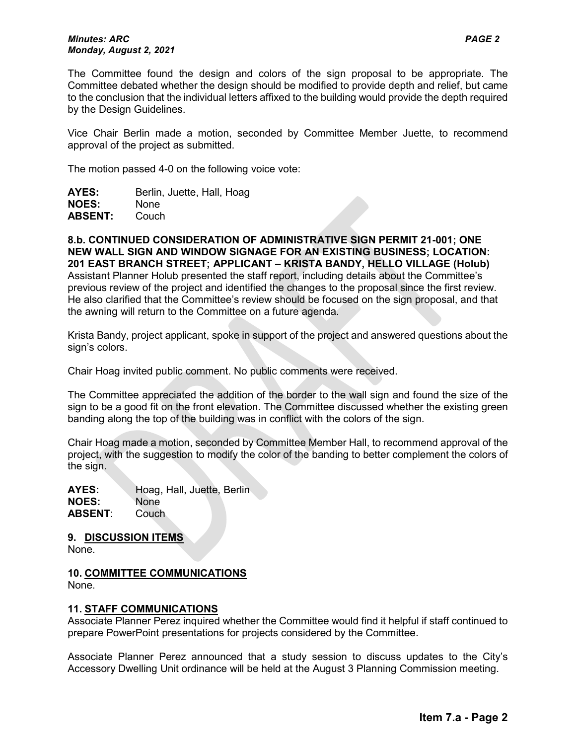The Committee found the design and colors of the sign proposal to be appropriate. The Committee debated whether the design should be modified to provide depth and relief, but came to the conclusion that the individual letters affixed to the building would provide the depth required by the Design Guidelines.

Vice Chair Berlin made a motion, seconded by Committee Member Juette, to recommend approval of the project as submitted.

The motion passed 4-0 on the following voice vote:

**AYES:** Berlin, Juette, Hall, Hoag
**NOES:** None
**ABSENT:** Couch

**8.b. CONTINUED CONSIDERATION OF ADMINISTRATIVE SIGN PERMIT 21-001; ONE NEW WALL SIGN AND WINDOW SIGNAGE FOR AN EXISTING BUSINESS; LOCATION: 201 EAST BRANCH STREET; APPLICANT – KRISTA BANDY, HELLO VILLAGE (Holub)**

Assistant Planner Holub presented the staff report, including details about the Committee's previous review of the project and identified the changes to the proposal since the first review. He also clarified that the Committee's review should be focused on the sign proposal, and that the awning will return to the Committee on a future agenda.

Krista Bandy, project applicant, spoke in support of the project and answered questions about the sign's colors.

Chair Hoag invited public comment. No public comments were received.

The Committee appreciated the addition of the border to the wall sign and found the size of the sign to be a good fit on the front elevation. The Committee discussed whether the existing green banding along the top of the building was in conflict with the colors of the sign.

Chair Hoag made a motion, seconded by Committee Member Hall, to recommend approval of the project, with the suggestion to modify the color of the banding to better complement the colors of the sign.

**AYES:** Hoag, Hall, Juette, Berlin
**NOES:** None
**ABSENT**: Couch

**9. DISCUSSION ITEMS**

None.

**10. COMMITTEE COMMUNICATIONS**

None.

**11. STAFF COMMUNICATIONS**

Associate Planner Perez inquired whether the Committee would find it helpful if staff continued to prepare PowerPoint presentations for projects considered by the Committee.

Associate Planner Perez announced that a study session to discuss updates to the City's Accessory Dwelling Unit ordinance will be held at the August 3 Planning Commission meeting.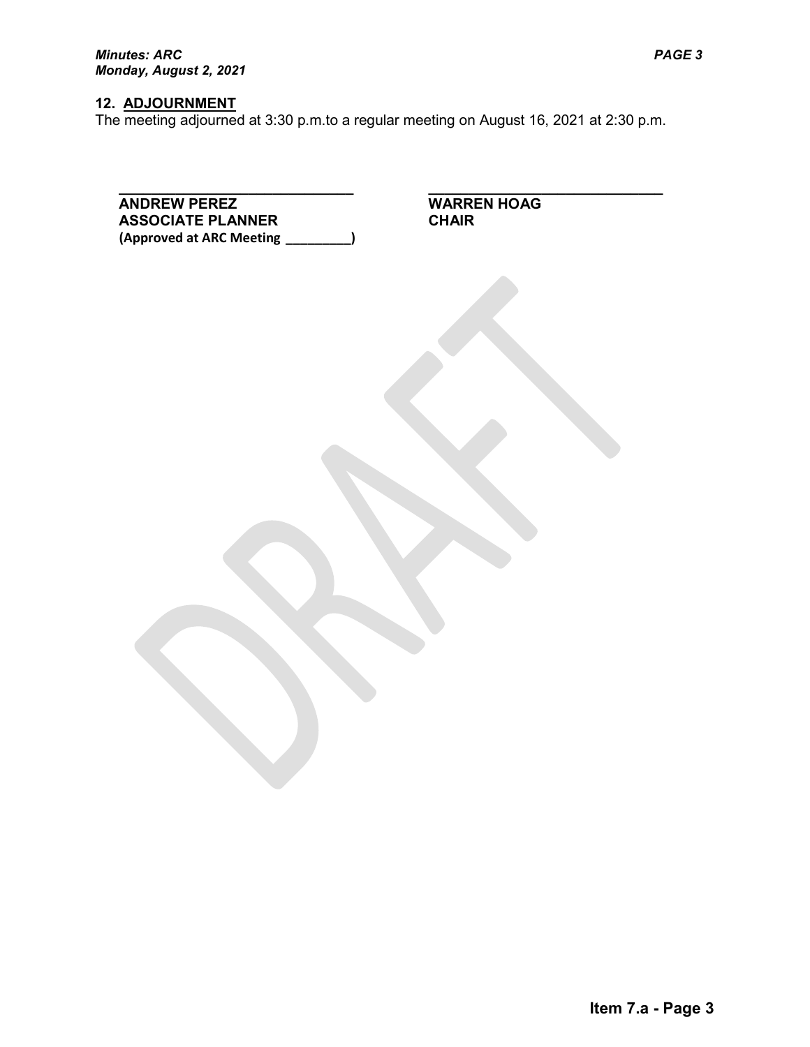## 12. ADJOURNMENT

The meeting adjourned at 3:30 p.m.to a regular meeting on August 16, 2021 at 2:30 p.m.

______________________________
**ANDREW PEREZ**
**ASSOCIATE PLANNER**
**(Approved at ARC Meeting _________)**

______________________________
**WARREN HOAG**
**CHAIR**

DRAFT